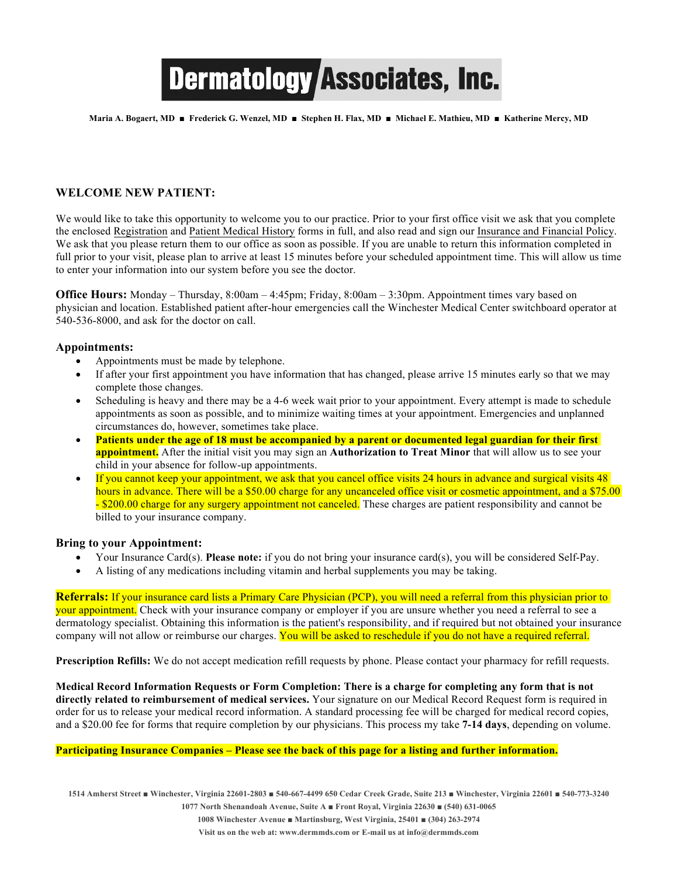# Dermatology Associates, Inc.

**Maria A. Bogaert, MD ■ Frederick G. Wenzel, MD ■ Stephen H. Flax, MD ■ Michael E. Mathieu, MD ■ Katherine Mercy, MD**

## WELCOME NEW PATIENT:

We would like to take this opportunity to welcome you to our practice. Prior to your first office visit we ask that you complete the enclosed Registration and Patient Medical History forms in full, and also read and sign our Insurance and Financial Policy. We ask that you please return them to our office as soon as possible. If you are unable to return this information completed in full prior to your visit, please plan to arrive at least 15 minutes before your scheduled appointment time. This will allow us time to enter your information into our system before you see the doctor.

**Office Hours:** Monday – Thursday, 8:00am – 4:45pm; Friday, 8:00am – 3:30pm. Appointment times vary based on physician and location. Established patient after-hour emergencies call the Winchester Medical Center switchboard operator at 540-536-8000, and ask for the doctor on call.

### Appointments:

- Appointments must be made by telephone.
- If after your first appointment you have information that has changed, please arrive 15 minutes early so that we may complete those changes.
- Scheduling is heavy and there may be a 4-6 week wait prior to your appointment. Every attempt is made to schedule appointments as soon as possible, and to minimize waiting times at your appointment. Emergencies and unplanned circumstances do, however, sometimes take place.
- **Patients under the age of 18 must be accompanied by a parent or documented legal guardian for their first appointment.** After the initial visit you may sign an **Authorization to Treat Minor** that will allow us to see your child in your absence for follow-up appointments.
- If you cannot keep your appointment, we ask that you cancel office visits 24 hours in advance and surgical visits 48 hours in advance. There will be a $50.00 charge for any uncanceled office visit or cosmetic appointment, and a $75.00 - $200.00 charge for any surgery appointment not canceled. These charges are patient responsibility and cannot be billed to your insurance company.

### Bring to your Appointment:

- Your Insurance Card(s). **Please note:** if you do not bring your insurance card(s), you will be considered Self-Pay.
- A listing of any medications including vitamin and herbal supplements you may be taking.

**Referrals:** If your insurance card lists a Primary Care Physician (PCP), you will need a referral from this physician prior to your appointment. Check with your insurance company or employer if you are unsure whether you need a referral to see a dermatology specialist. Obtaining this information is the patient's responsibility, and if required but not obtained your insurance company will not allow or reimburse our charges. You will be asked to reschedule if you do not have a required referral.

**Prescription Refills:** We do not accept medication refill requests by phone. Please contact your pharmacy for refill requests.

**Medical Record Information Requests or Form Completion: There is a charge for completing any form that is not directly related to reimbursement of medical services.** Your signature on our Medical Record Request form is required in order for us to release your medical record information. A standard processing fee will be charged for medical record copies, and a $20.00 fee for forms that require completion by our physicians. This process my take **7-14 days**, depending on volume.

**Participating Insurance Companies – Please see the back of this page for a listing and further information.**

1514 Amherst Street ■ Winchester, Virginia 22601-2803 ■ 540-667-4499 650 Cedar Creek Grade, Suite 213 ■ Winchester, Virginia 22601 ■ 540-773-3240
1077 North Shenandoah Avenue, Suite A ■ Front Royal, Virginia 22630 ■ (540) 631-0065
1008 Winchester Avenue ■ Martinsburg, West Virginia, 25401 ■ (304) 263-2974
Visit us on the web at: www.dermmds.com or E-mail us at info@dermmds.com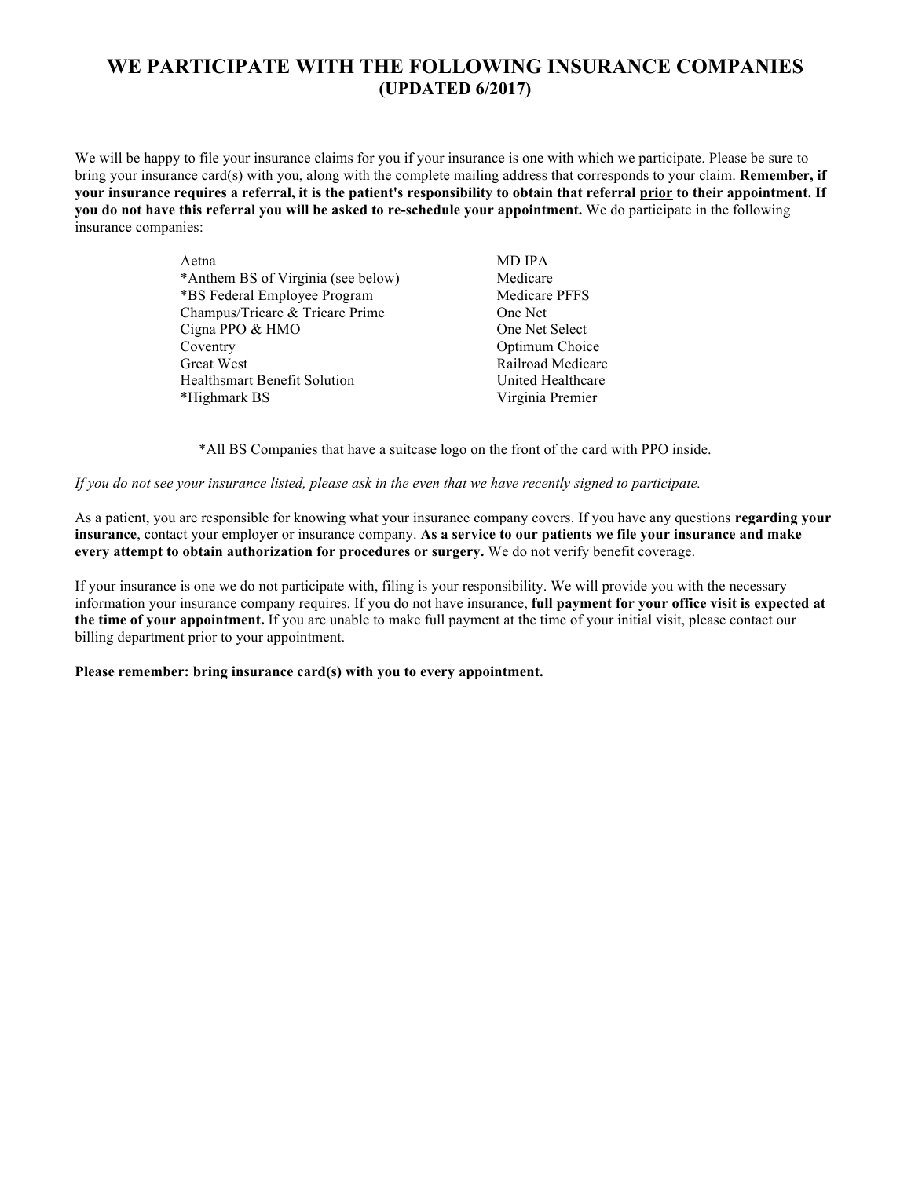# WE PARTICIPATE WITH THE FOLLOWING INSURANCE COMPANIES
## (UPDATED 6/2017)

We will be happy to file your insurance claims for you if your insurance is one with which we participate. Please be sure to bring your insurance card(s) with you, along with the complete mailing address that corresponds to your claim. **Remember, if your insurance requires a referral, it is the patient's responsibility to obtain that referral <u>prior</u> to their appointment. If you do not have this referral you will be asked to re-schedule your appointment.** We do participate in the following insurance companies:

| | |
|---|---|
| Aetna | MD IPA |
| *Anthem BS of Virginia (see below) | Medicare |
| *BS Federal Employee Program | Medicare PFFS |
| Champus/Tricare & Tricare Prime | One Net |
| Cigna PPO & HMO | One Net Select |
| Coventry | Optimum Choice |
| Great West | Railroad Medicare |
| Healthsmart Benefit Solution | United Healthcare |
| *Highmark BS | Virginia Premier |

*All BS Companies that have a suitcase logo on the front of the card with PPO inside.

*If you do not see your insurance listed, please ask in the even that we have recently signed to participate.*

As a patient, you are responsible for knowing what your insurance company covers. If you have any questions **regarding your insurance**, contact your employer or insurance company. **As a service to our patients we file your insurance and make every attempt to obtain authorization for procedures or surgery.** We do not verify benefit coverage.

If your insurance is one we do not participate with, filing is your responsibility. We will provide you with the necessary information your insurance company requires. If you do not have insurance, **full payment for your office visit is expected at the time of your appointment.** If you are unable to make full payment at the time of your initial visit, please contact our billing department prior to your appointment.

**Please remember: bring insurance card(s) with you to every appointment.**